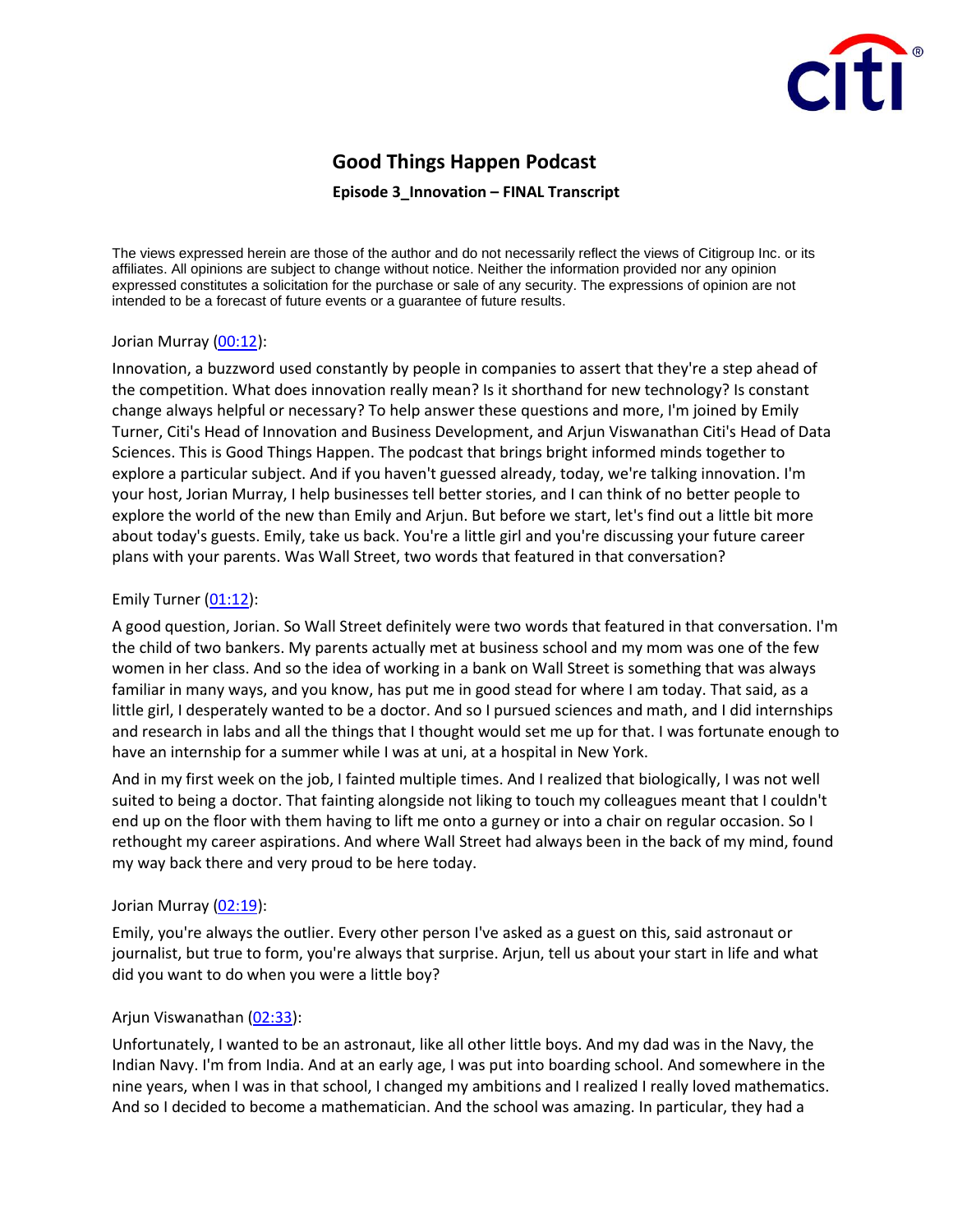# Good Things Happen Podcast

### Episode 3_Innovation – FINAL Transcript

The views expressed herein are those of the author and do not necessarily reflect the views of Citigroup Inc. or its affiliates. All opinions are subject to change without notice. Neither the information provided nor any opinion expressed constitutes a solicitation for the purchase or sale of any security. The expressions of opinion are not intended to be a forecast of future events or a guarantee of future results.

Jorian Murray ([00:12](#)):

Innovation, a buzzword used constantly by people in companies to assert that they're a step ahead of the competition. What does innovation really mean? Is it shorthand for new technology? Is constant change always helpful or necessary? To help answer these questions and more, I'm joined by Emily Turner, Citi's Head of Innovation and Business Development, and Arjun Viswanathan Citi's Head of Data Sciences. This is Good Things Happen. The podcast that brings bright informed minds together to explore a particular subject. And if you haven't guessed already, today, we're talking innovation. I'm your host, Jorian Murray, I help businesses tell better stories, and I can think of no better people to explore the world of the new than Emily and Arjun. But before we start, let's find out a little bit more about today's guests. Emily, take us back. You're a little girl and you're discussing your future career plans with your parents. Was Wall Street, two words that featured in that conversation?

Emily Turner ([01:12](#)):

A good question, Jorian. So Wall Street definitely were two words that featured in that conversation. I'm the child of two bankers. My parents actually met at business school and my mom was one of the few women in her class. And so the idea of working in a bank on Wall Street is something that was always familiar in many ways, and you know, has put me in good stead for where I am today. That said, as a little girl, I desperately wanted to be a doctor. And so I pursued sciences and math, and I did internships and research in labs and all the things that I thought would set me up for that. I was fortunate enough to have an internship for a summer while I was at uni, at a hospital in New York.

And in my first week on the job, I fainted multiple times. And I realized that biologically, I was not well suited to being a doctor. That fainting alongside not liking to touch my colleagues meant that I couldn't end up on the floor with them having to lift me onto a gurney or into a chair on regular occasion. So I rethought my career aspirations. And where Wall Street had always been in the back of my mind, found my way back there and very proud to be here today.

Jorian Murray ([02:19](#)):

Emily, you're always the outlier. Every other person I've asked as a guest on this, said astronaut or journalist, but true to form, you're always that surprise. Arjun, tell us about your start in life and what did you want to do when you were a little boy?

Arjun Viswanathan ([02:33](#)):

Unfortunately, I wanted to be an astronaut, like all other little boys. And my dad was in the Navy, the Indian Navy. I'm from India. And at an early age, I was put into boarding school. And somewhere in the nine years, when I was in that school, I changed my ambitions and I realized I really loved mathematics. And so I decided to become a mathematician. And the school was amazing. In particular, they had a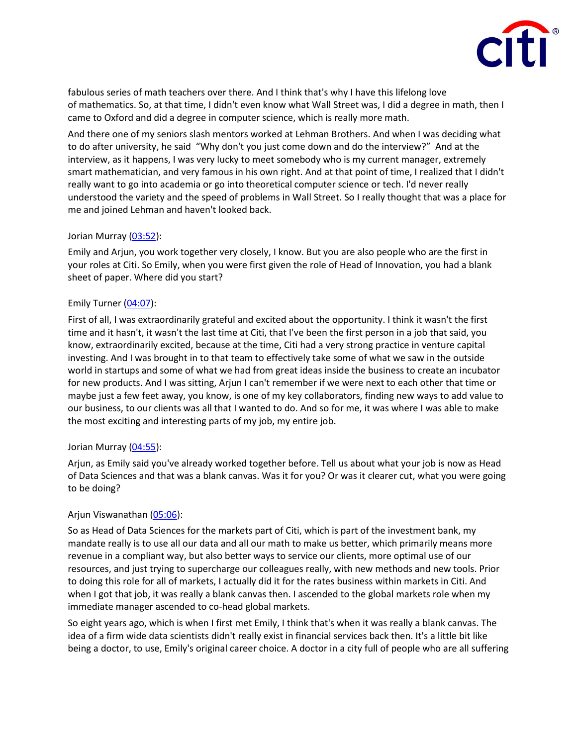fabulous series of math teachers over there. And I think that's why I have this lifelong love of mathematics. So, at that time, I didn't even know what Wall Street was, I did a degree in math, then I came to Oxford and did a degree in computer science, which is really more math.

And there one of my seniors slash mentors worked at Lehman Brothers. And when I was deciding what to do after university, he said "Why don't you just come down and do the interview?" And at the interview, as it happens, I was very lucky to meet somebody who is my current manager, extremely smart mathematician, and very famous in his own right. And at that point of time, I realized that I didn't really want to go into academia or go into theoretical computer science or tech. I'd never really understood the variety and the speed of problems in Wall Street. So I really thought that was a place for me and joined Lehman and haven't looked back.

Jorian Murray ([03:52]):

Emily and Arjun, you work together very closely, I know. But you are also people who are the first in your roles at Citi. So Emily, when you were first given the role of Head of Innovation, you had a blank sheet of paper. Where did you start?

Emily Turner ([04:07]):

First of all, I was extraordinarily grateful and excited about the opportunity. I think it wasn't the first time and it hasn't, it wasn't the last time at Citi, that I've been the first person in a job that said, you know, extraordinarily excited, because at the time, Citi had a very strong practice in venture capital investing. And I was brought in to that team to effectively take some of what we saw in the outside world in startups and some of what we had from great ideas inside the business to create an incubator for new products. And I was sitting, Arjun I can't remember if we were next to each other that time or maybe just a few feet away, you know, is one of my key collaborators, finding new ways to add value to our business, to our clients was all that I wanted to do. And so for me, it was where I was able to make the most exciting and interesting parts of my job, my entire job.

Jorian Murray ([04:55]):

Arjun, as Emily said you've already worked together before. Tell us about what your job is now as Head of Data Sciences and that was a blank canvas. Was it for you? Or was it clearer cut, what you were going to be doing?

Arjun Viswanathan ([05:06]):

So as Head of Data Sciences for the markets part of Citi, which is part of the investment bank, my mandate really is to use all our data and all our math to make us better, which primarily means more revenue in a compliant way, but also better ways to service our clients, more optimal use of our resources, and just trying to supercharge our colleagues really, with new methods and new tools. Prior to doing this role for all of markets, I actually did it for the rates business within markets in Citi. And when I got that job, it was really a blank canvas then. I ascended to the global markets role when my immediate manager ascended to co-head global markets.

So eight years ago, which is when I first met Emily, I think that's when it was really a blank canvas. The idea of a firm wide data scientists didn't really exist in financial services back then. It's a little bit like being a doctor, to use, Emily's original career choice. A doctor in a city full of people who are all suffering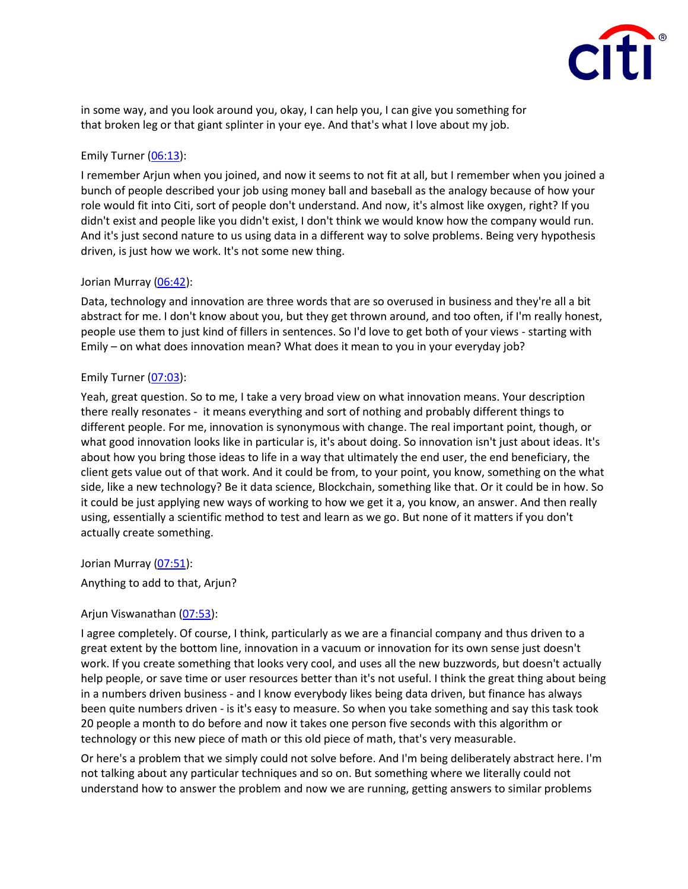in some way, and you look around you, okay, I can help you, I can give you something for that broken leg or that giant splinter in your eye. And that's what I love about my job.

Emily Turner ([06:13]):

I remember Arjun when you joined, and now it seems to not fit at all, but I remember when you joined a bunch of people described your job using money ball and baseball as the analogy because of how your role would fit into Citi, sort of people don't understand. And now, it's almost like oxygen, right? If you didn't exist and people like you didn't exist, I don't think we would know how the company would run. And it's just second nature to us using data in a different way to solve problems. Being very hypothesis driven, is just how we work. It's not some new thing.

Jorian Murray ([06:42]):

Data, technology and innovation are three words that are so overused in business and they're all a bit abstract for me. I don't know about you, but they get thrown around, and too often, if I'm really honest, people use them to just kind of fillers in sentences. So I'd love to get both of your views - starting with Emily – on what does innovation mean? What does it mean to you in your everyday job?

Emily Turner ([07:03]):

Yeah, great question. So to me, I take a very broad view on what innovation means. Your description there really resonates - it means everything and sort of nothing and probably different things to different people. For me, innovation is synonymous with change. The real important point, though, or what good innovation looks like in particular is, it's about doing. So innovation isn't just about ideas. It's about how you bring those ideas to life in a way that ultimately the end user, the end beneficiary, the client gets value out of that work. And it could be from, to your point, you know, something on the what side, like a new technology? Be it data science, Blockchain, something like that. Or it could be in how. So it could be just applying new ways of working to how we get it a, you know, an answer. And then really using, essentially a scientific method to test and learn as we go. But none of it matters if you don't actually create something.

Jorian Murray ([07:51]):

Anything to add to that, Arjun?

Arjun Viswanathan ([07:53]):

I agree completely. Of course, I think, particularly as we are a financial company and thus driven to a great extent by the bottom line, innovation in a vacuum or innovation for its own sense just doesn't work. If you create something that looks very cool, and uses all the new buzzwords, but doesn't actually help people, or save time or user resources better than it's not useful. I think the great thing about being in a numbers driven business - and I know everybody likes being data driven, but finance has always been quite numbers driven - is it's easy to measure. So when you take something and say this task took 20 people a month to do before and now it takes one person five seconds with this algorithm or technology or this new piece of math or this old piece of math, that's very measurable.

Or here's a problem that we simply could not solve before. And I'm being deliberately abstract here. I'm not talking about any particular techniques and so on. But something where we literally could not understand how to answer the problem and now we are running, getting answers to similar problems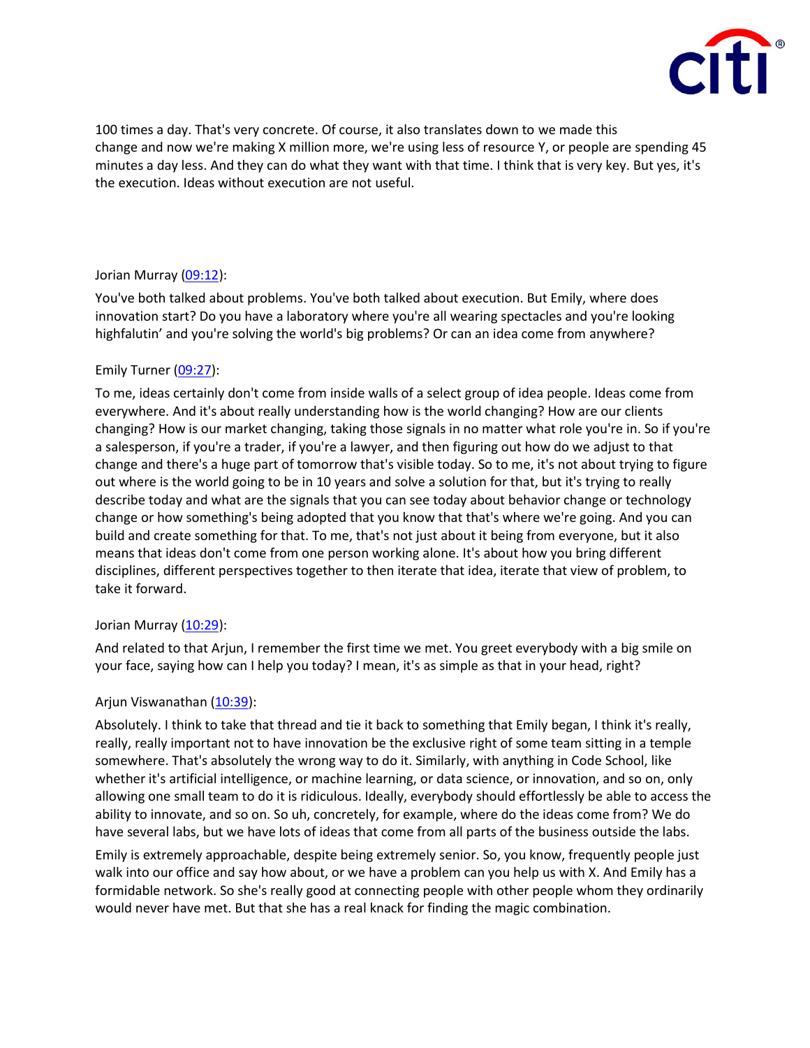100 times a day. That's very concrete. Of course, it also translates down to we made this change and now we're making X million more, we're using less of resource Y, or people are spending 45 minutes a day less. And they can do what they want with that time. I think that is very key. But yes, it's the execution. Ideas without execution are not useful.

Jorian Murray ([09:12]()):

You've both talked about problems. You've both talked about execution. But Emily, where does innovation start? Do you have a laboratory where you're all wearing spectacles and you're looking highfalutin' and you're solving the world's big problems? Or can an idea come from anywhere?

Emily Turner ([09:27]()):

To me, ideas certainly don't come from inside walls of a select group of idea people. Ideas come from everywhere. And it's about really understanding how is the world changing? How are our clients changing? How is our market changing, taking those signals in no matter what role you're in. So if you're a salesperson, if you're a trader, if you're a lawyer, and then figuring out how do we adjust to that change and there's a huge part of tomorrow that's visible today. So to me, it's not about trying to figure out where is the world going to be in 10 years and solve a solution for that, but it's trying to really describe today and what are the signals that you can see today about behavior change or technology change or how something's being adopted that you know that that's where we're going. And you can build and create something for that. To me, that's not just about it being from everyone, but it also means that ideas don't come from one person working alone. It's about how you bring different disciplines, different perspectives together to then iterate that idea, iterate that view of problem, to take it forward.

Jorian Murray ([10:29]()):

And related to that Arjun, I remember the first time we met. You greet everybody with a big smile on your face, saying how can I help you today? I mean, it's as simple as that in your head, right?

Arjun Viswanathan ([10:39]()):

Absolutely. I think to take that thread and tie it back to something that Emily began, I think it's really, really, really important not to have innovation be the exclusive right of some team sitting in a temple somewhere. That's absolutely the wrong way to do it. Similarly, with anything in Code School, like whether it's artificial intelligence, or machine learning, or data science, or innovation, and so on, only allowing one small team to do it is ridiculous. Ideally, everybody should effortlessly be able to access the ability to innovate, and so on. So uh, concretely, for example, where do the ideas come from? We do have several labs, but we have lots of ideas that come from all parts of the business outside the labs.

Emily is extremely approachable, despite being extremely senior. So, you know, frequently people just walk into our office and say how about, or we have a problem can you help us with X. And Emily has a formidable network. So she's really good at connecting people with other people whom they ordinarily would never have met. But that she has a real knack for finding the magic combination.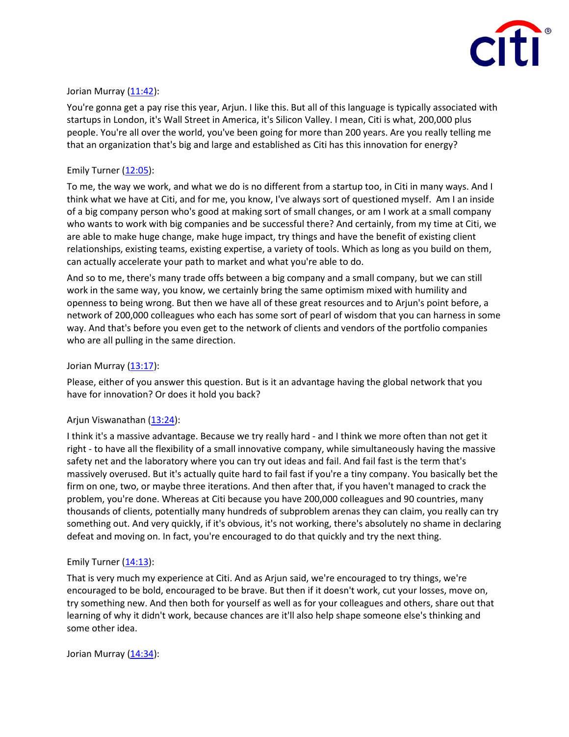Jorian Murray ([11:42](#)):

You're gonna get a pay rise this year, Arjun. I like this. But all of this language is typically associated with startups in London, it's Wall Street in America, it's Silicon Valley. I mean, Citi is what, 200,000 plus people. You're all over the world, you've been going for more than 200 years. Are you really telling me that an organization that's big and large and established as Citi has this innovation for energy?

Emily Turner ([12:05](#)):

To me, the way we work, and what we do is no different from a startup too, in Citi in many ways. And I think what we have at Citi, and for me, you know, I've always sort of questioned myself. Am I an inside of a big company person who's good at making sort of small changes, or am I work at a small company who wants to work with big companies and be successful there? And certainly, from my time at Citi, we are able to make huge change, make huge impact, try things and have the benefit of existing client relationships, existing teams, existing expertise, a variety of tools. Which as long as you build on them, can actually accelerate your path to market and what you're able to do.

And so to me, there's many trade offs between a big company and a small company, but we can still work in the same way, you know, we certainly bring the same optimism mixed with humility and openness to being wrong. But then we have all of these great resources and to Arjun's point before, a network of 200,000 colleagues who each has some sort of pearl of wisdom that you can harness in some way. And that's before you even get to the network of clients and vendors of the portfolio companies who are all pulling in the same direction.

Jorian Murray ([13:17](#)):

Please, either of you answer this question. But is it an advantage having the global network that you have for innovation? Or does it hold you back?

Arjun Viswanathan ([13:24](#)):

I think it's a massive advantage. Because we try really hard - and I think we more often than not get it right - to have all the flexibility of a small innovative company, while simultaneously having the massive safety net and the laboratory where you can try out ideas and fail. And fail fast is the term that's massively overused. But it's actually quite hard to fail fast if you're a tiny company. You basically bet the firm on one, two, or maybe three iterations. And then after that, if you haven't managed to crack the problem, you're done. Whereas at Citi because you have 200,000 colleagues and 90 countries, many thousands of clients, potentially many hundreds of subproblem arenas they can claim, you really can try something out. And very quickly, if it's obvious, it's not working, there's absolutely no shame in declaring defeat and moving on. In fact, you're encouraged to do that quickly and try the next thing.

Emily Turner ([14:13](#)):

That is very much my experience at Citi. And as Arjun said, we're encouraged to try things, we're encouraged to be bold, encouraged to be brave. But then if it doesn't work, cut your losses, move on, try something new. And then both for yourself as well as for your colleagues and others, share out that learning of why it didn't work, because chances are it'll also help shape someone else's thinking and some other idea.

Jorian Murray ([14:34](#)):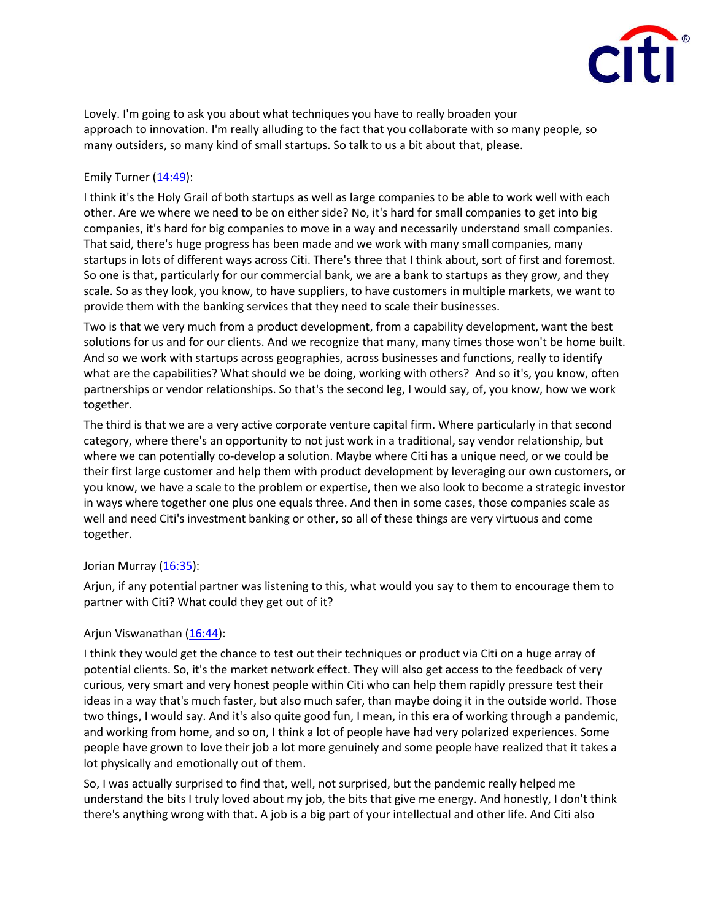Lovely. I'm going to ask you about what techniques you have to really broaden your approach to innovation. I'm really alluding to the fact that you collaborate with so many people, so many outsiders, so many kind of small startups. So talk to us a bit about that, please.

Emily Turner (14:49):

I think it's the Holy Grail of both startups as well as large companies to be able to work well with each other. Are we where we need to be on either side? No, it's hard for small companies to get into big companies, it's hard for big companies to move in a way and necessarily understand small companies. That said, there's huge progress has been made and we work with many small companies, many startups in lots of different ways across Citi. There's three that I think about, sort of first and foremost. So one is that, particularly for our commercial bank, we are a bank to startups as they grow, and they scale. So as they look, you know, to have suppliers, to have customers in multiple markets, we want to provide them with the banking services that they need to scale their businesses.

Two is that we very much from a product development, from a capability development, want the best solutions for us and for our clients. And we recognize that many, many times those won't be home built. And so we work with startups across geographies, across businesses and functions, really to identify what are the capabilities? What should we be doing, working with others? And so it's, you know, often partnerships or vendor relationships. So that's the second leg, I would say, of, you know, how we work together.

The third is that we are a very active corporate venture capital firm. Where particularly in that second category, where there's an opportunity to not just work in a traditional, say vendor relationship, but where we can potentially co-develop a solution. Maybe where Citi has a unique need, or we could be their first large customer and help them with product development by leveraging our own customers, or you know, we have a scale to the problem or expertise, then we also look to become a strategic investor in ways where together one plus one equals three. And then in some cases, those companies scale as well and need Citi's investment banking or other, so all of these things are very virtuous and come together.

Jorian Murray (16:35):

Arjun, if any potential partner was listening to this, what would you say to them to encourage them to partner with Citi? What could they get out of it?

Arjun Viswanathan (16:44):

I think they would get the chance to test out their techniques or product via Citi on a huge array of potential clients. So, it's the market network effect. They will also get access to the feedback of very curious, very smart and very honest people within Citi who can help them rapidly pressure test their ideas in a way that's much faster, but also much safer, than maybe doing it in the outside world. Those two things, I would say. And it's also quite good fun, I mean, in this era of working through a pandemic, and working from home, and so on, I think a lot of people have had very polarized experiences. Some people have grown to love their job a lot more genuinely and some people have realized that it takes a lot physically and emotionally out of them.

So, I was actually surprised to find that, well, not surprised, but the pandemic really helped me understand the bits I truly loved about my job, the bits that give me energy. And honestly, I don't think there's anything wrong with that. A job is a big part of your intellectual and other life. And Citi also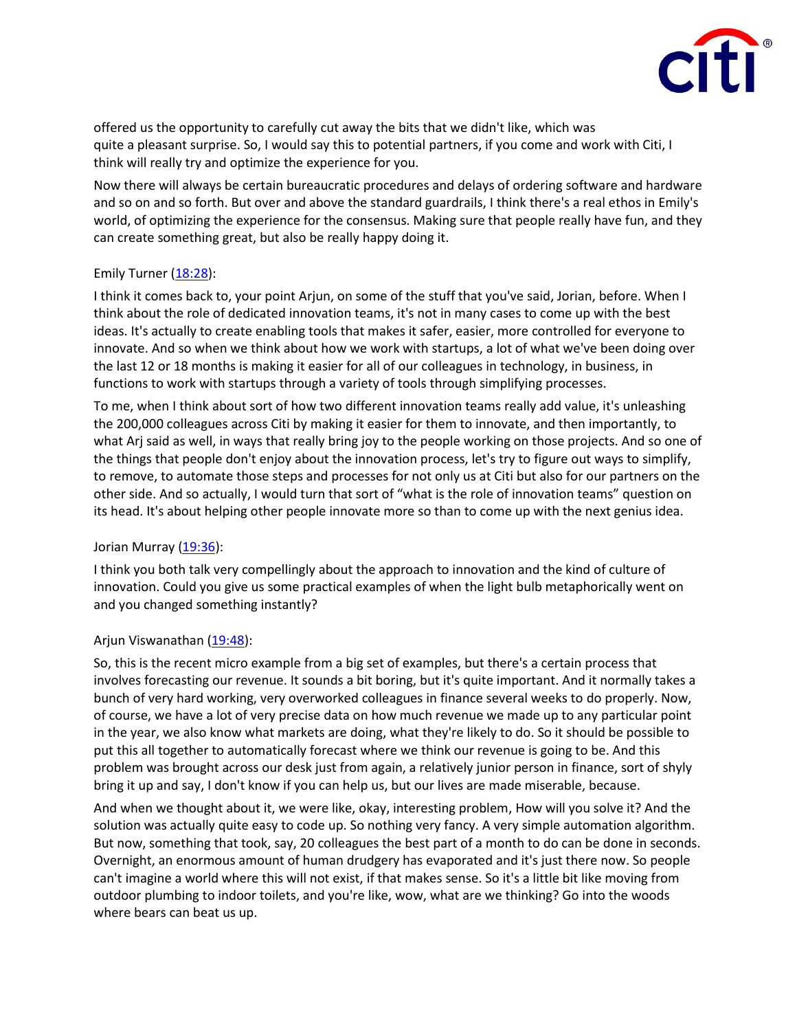offered us the opportunity to carefully cut away the bits that we didn't like, which was quite a pleasant surprise. So, I would say this to potential partners, if you come and work with Citi, I think will really try and optimize the experience for you.

Now there will always be certain bureaucratic procedures and delays of ordering software and hardware and so on and so forth. But over and above the standard guardrails, I think there's a real ethos in Emily's world, of optimizing the experience for the consensus. Making sure that people really have fun, and they can create something great, but also be really happy doing it.

Emily Turner ([18:28](#)):

I think it comes back to, your point Arjun, on some of the stuff that you've said, Jorian, before. When I think about the role of dedicated innovation teams, it's not in many cases to come up with the best ideas. It's actually to create enabling tools that makes it safer, easier, more controlled for everyone to innovate. And so when we think about how we work with startups, a lot of what we've been doing over the last 12 or 18 months is making it easier for all of our colleagues in technology, in business, in functions to work with startups through a variety of tools through simplifying processes.

To me, when I think about sort of how two different innovation teams really add value, it's unleashing the 200,000 colleagues across Citi by making it easier for them to innovate, and then importantly, to what Arj said as well, in ways that really bring joy to the people working on those projects. And so one of the things that people don't enjoy about the innovation process, let's try to figure out ways to simplify, to remove, to automate those steps and processes for not only us at Citi but also for our partners on the other side. And so actually, I would turn that sort of "what is the role of innovation teams" question on its head. It's about helping other people innovate more so than to come up with the next genius idea.

Jorian Murray ([19:36](#)):

I think you both talk very compellingly about the approach to innovation and the kind of culture of innovation. Could you give us some practical examples of when the light bulb metaphorically went on and you changed something instantly?

Arjun Viswanathan ([19:48](#)):

So, this is the recent micro example from a big set of examples, but there's a certain process that involves forecasting our revenue. It sounds a bit boring, but it's quite important. And it normally takes a bunch of very hard working, very overworked colleagues in finance several weeks to do properly. Now, of course, we have a lot of very precise data on how much revenue we made up to any particular point in the year, we also know what markets are doing, what they're likely to do. So it should be possible to put this all together to automatically forecast where we think our revenue is going to be. And this problem was brought across our desk just from again, a relatively junior person in finance, sort of shyly bring it up and say, I don't know if you can help us, but our lives are made miserable, because.

And when we thought about it, we were like, okay, interesting problem, How will you solve it? And the solution was actually quite easy to code up. So nothing very fancy. A very simple automation algorithm. But now, something that took, say, 20 colleagues the best part of a month to do can be done in seconds. Overnight, an enormous amount of human drudgery has evaporated and it's just there now. So people can't imagine a world where this will not exist, if that makes sense. So it's a little bit like moving from outdoor plumbing to indoor toilets, and you're like, wow, what are we thinking? Go into the woods where bears can beat us up.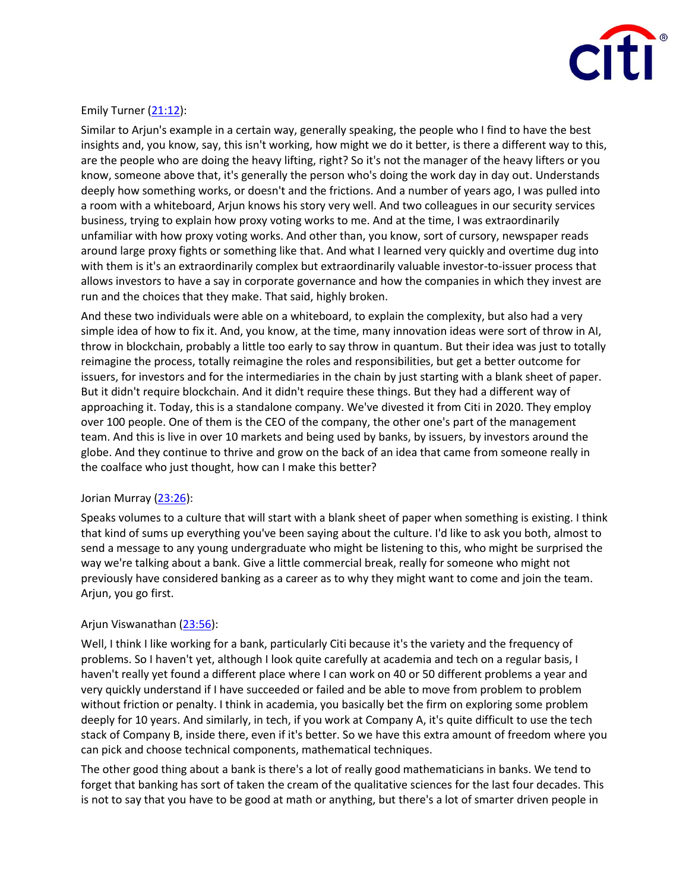Emily Turner ([21:12](#)):

Similar to Arjun's example in a certain way, generally speaking, the people who I find to have the best insights and, you know, say, this isn't working, how might we do it better, is there a different way to this, are the people who are doing the heavy lifting, right? So it's not the manager of the heavy lifters or you know, someone above that, it's generally the person who's doing the work day in day out. Understands deeply how something works, or doesn't and the frictions. And a number of years ago, I was pulled into a room with a whiteboard, Arjun knows his story very well. And two colleagues in our security services business, trying to explain how proxy voting works to me. And at the time, I was extraordinarily unfamiliar with how proxy voting works. And other than, you know, sort of cursory, newspaper reads around large proxy fights or something like that. And what I learned very quickly and overtime dug into with them is it's an extraordinarily complex but extraordinarily valuable investor-to-issuer process that allows investors to have a say in corporate governance and how the companies in which they invest are run and the choices that they make. That said, highly broken.

And these two individuals were able on a whiteboard, to explain the complexity, but also had a very simple idea of how to fix it. And, you know, at the time, many innovation ideas were sort of throw in AI, throw in blockchain, probably a little too early to say throw in quantum. But their idea was just to totally reimagine the process, totally reimagine the roles and responsibilities, but get a better outcome for issuers, for investors and for the intermediaries in the chain by just starting with a blank sheet of paper. But it didn't require blockchain. And it didn't require these things. But they had a different way of approaching it. Today, this is a standalone company. We've divested it from Citi in 2020. They employ over 100 people. One of them is the CEO of the company, the other one's part of the management team. And this is live in over 10 markets and being used by banks, by issuers, by investors around the globe. And they continue to thrive and grow on the back of an idea that came from someone really in the coalface who just thought, how can I make this better?

Jorian Murray ([23:26](#)):

Speaks volumes to a culture that will start with a blank sheet of paper when something is existing. I think that kind of sums up everything you've been saying about the culture. I'd like to ask you both, almost to send a message to any young undergraduate who might be listening to this, who might be surprised the way we're talking about a bank. Give a little commercial break, really for someone who might not previously have considered banking as a career as to why they might want to come and join the team. Arjun, you go first.

Arjun Viswanathan ([23:56](#)):

Well, I think I like working for a bank, particularly Citi because it's the variety and the frequency of problems. So I haven't yet, although I look quite carefully at academia and tech on a regular basis, I haven't really yet found a different place where I can work on 40 or 50 different problems a year and very quickly understand if I have succeeded or failed and be able to move from problem to problem without friction or penalty. I think in academia, you basically bet the firm on exploring some problem deeply for 10 years. And similarly, in tech, if you work at Company A, it's quite difficult to use the tech stack of Company B, inside there, even if it's better. So we have this extra amount of freedom where you can pick and choose technical components, mathematical techniques.

The other good thing about a bank is there's a lot of really good mathematicians in banks. We tend to forget that banking has sort of taken the cream of the qualitative sciences for the last four decades. This is not to say that you have to be good at math or anything, but there's a lot of smarter driven people in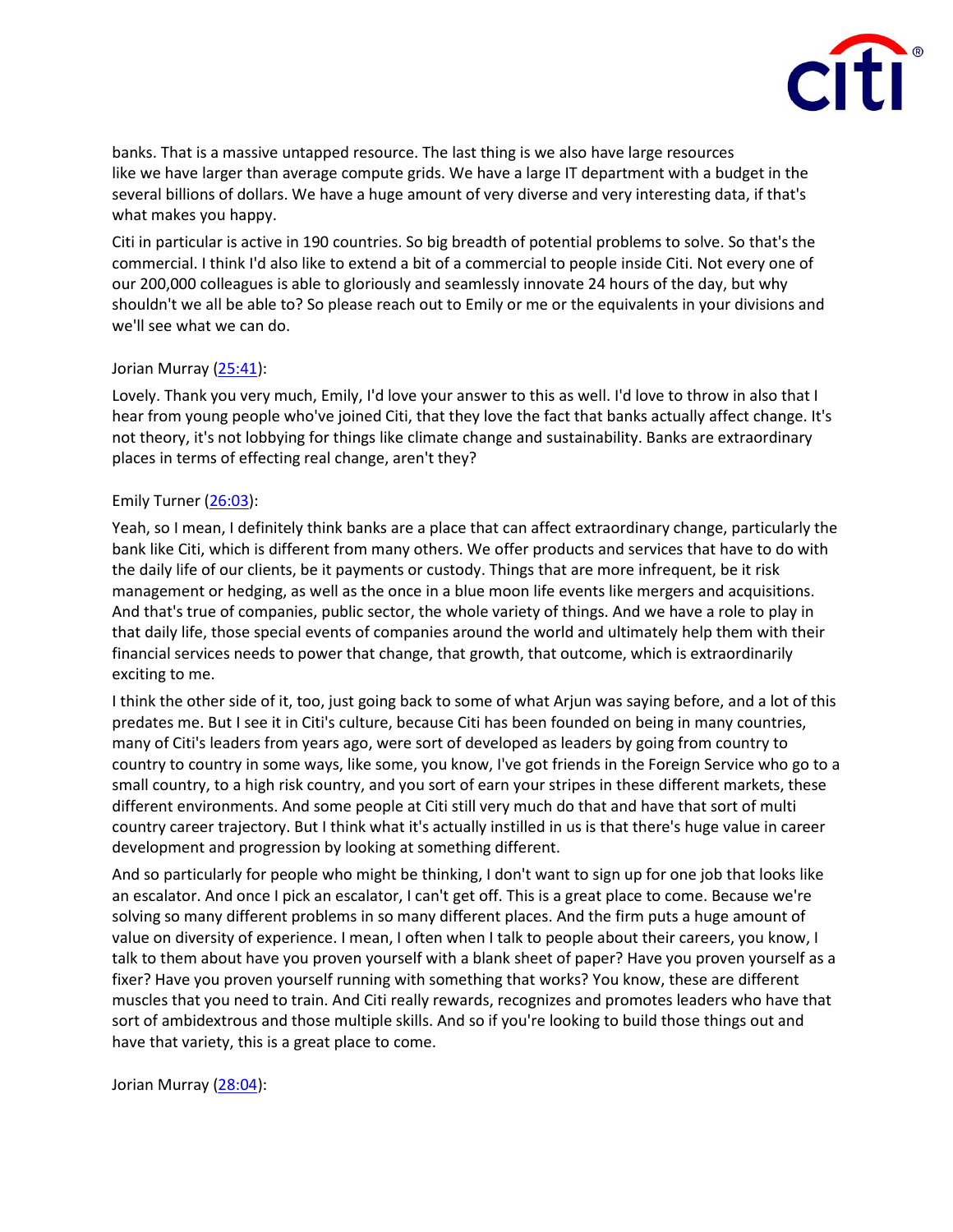banks. That is a massive untapped resource. The last thing is we also have large resources like we have larger than average compute grids. We have a large IT department with a budget in the several billions of dollars. We have a huge amount of very diverse and very interesting data, if that's what makes you happy.

Citi in particular is active in 190 countries. So big breadth of potential problems to solve. So that's the commercial. I think I'd also like to extend a bit of a commercial to people inside Citi. Not every one of our 200,000 colleagues is able to gloriously and seamlessly innovate 24 hours of the day, but why shouldn't we all be able to? So please reach out to Emily or me or the equivalents in your divisions and we'll see what we can do.

Jorian Murray ([25:41]):

Lovely. Thank you very much, Emily, I'd love your answer to this as well. I'd love to throw in also that I hear from young people who've joined Citi, that they love the fact that banks actually affect change. It's not theory, it's not lobbying for things like climate change and sustainability. Banks are extraordinary places in terms of effecting real change, aren't they?

Emily Turner ([26:03]):

Yeah, so I mean, I definitely think banks are a place that can affect extraordinary change, particularly the bank like Citi, which is different from many others. We offer products and services that have to do with the daily life of our clients, be it payments or custody. Things that are more infrequent, be it risk management or hedging, as well as the once in a blue moon life events like mergers and acquisitions. And that's true of companies, public sector, the whole variety of things. And we have a role to play in that daily life, those special events of companies around the world and ultimately help them with their financial services needs to power that change, that growth, that outcome, which is extraordinarily exciting to me.

I think the other side of it, too, just going back to some of what Arjun was saying before, and a lot of this predates me. But I see it in Citi's culture, because Citi has been founded on being in many countries, many of Citi's leaders from years ago, were sort of developed as leaders by going from country to country to country in some ways, like some, you know, I've got friends in the Foreign Service who go to a small country, to a high risk country, and you sort of earn your stripes in these different markets, these different environments. And some people at Citi still very much do that and have that sort of multi country career trajectory. But I think what it's actually instilled in us is that there's huge value in career development and progression by looking at something different.

And so particularly for people who might be thinking, I don't want to sign up for one job that looks like an escalator. And once I pick an escalator, I can't get off. This is a great place to come. Because we're solving so many different problems in so many different places. And the firm puts a huge amount of value on diversity of experience. I mean, I often when I talk to people about their careers, you know, I talk to them about have you proven yourself with a blank sheet of paper? Have you proven yourself as a fixer? Have you proven yourself running with something that works? You know, these are different muscles that you need to train. And Citi really rewards, recognizes and promotes leaders who have that sort of ambidextrous and those multiple skills. And so if you're looking to build those things out and have that variety, this is a great place to come.

Jorian Murray ([28:04]):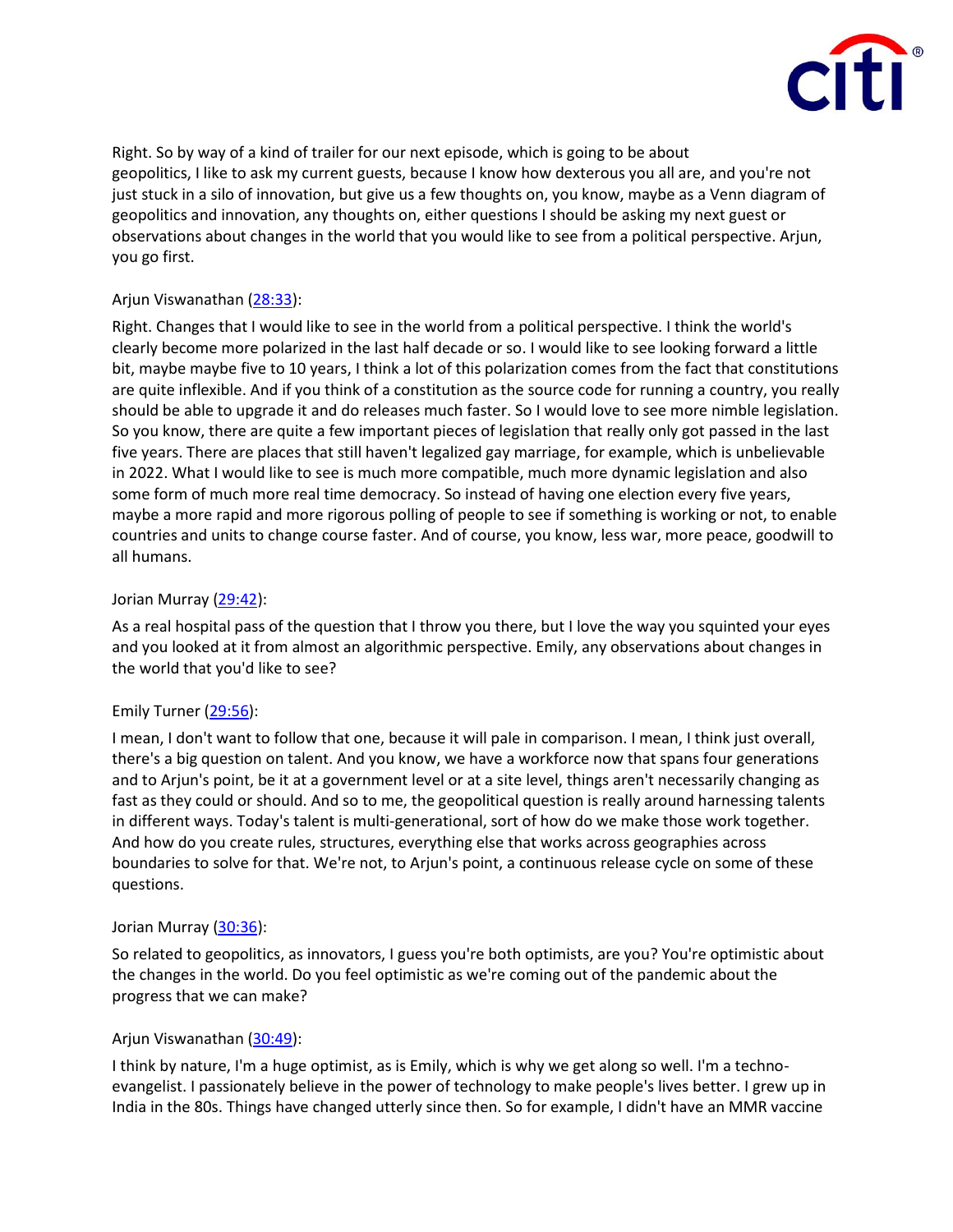Right. So by way of a kind of trailer for our next episode, which is going to be about geopolitics, I like to ask my current guests, because I know how dexterous you all are, and you're not just stuck in a silo of innovation, but give us a few thoughts on, you know, maybe as a Venn diagram of geopolitics and innovation, any thoughts on, either questions I should be asking my next guest or observations about changes in the world that you would like to see from a political perspective. Arjun, you go first.

Arjun Viswanathan ([28:33]):

Right. Changes that I would like to see in the world from a political perspective. I think the world's clearly become more polarized in the last half decade or so. I would like to see looking forward a little bit, maybe maybe five to 10 years, I think a lot of this polarization comes from the fact that constitutions are quite inflexible. And if you think of a constitution as the source code for running a country, you really should be able to upgrade it and do releases much faster. So I would love to see more nimble legislation. So you know, there are quite a few important pieces of legislation that really only got passed in the last five years. There are places that still haven't legalized gay marriage, for example, which is unbelievable in 2022. What I would like to see is much more compatible, much more dynamic legislation and also some form of much more real time democracy. So instead of having one election every five years, maybe a more rapid and more rigorous polling of people to see if something is working or not, to enable countries and units to change course faster. And of course, you know, less war, more peace, goodwill to all humans.

Jorian Murray ([29:42]):

As a real hospital pass of the question that I throw you there, but I love the way you squinted your eyes and you looked at it from almost an algorithmic perspective. Emily, any observations about changes in the world that you'd like to see?

Emily Turner ([29:56]):

I mean, I don't want to follow that one, because it will pale in comparison. I mean, I think just overall, there's a big question on talent. And you know, we have a workforce now that spans four generations and to Arjun's point, be it at a government level or at a site level, things aren't necessarily changing as fast as they could or should. And so to me, the geopolitical question is really around harnessing talents in different ways. Today's talent is multi-generational, sort of how do we make those work together. And how do you create rules, structures, everything else that works across geographies across boundaries to solve for that. We're not, to Arjun's point, a continuous release cycle on some of these questions.

Jorian Murray ([30:36]):

So related to geopolitics, as innovators, I guess you're both optimists, are you? You're optimistic about the changes in the world. Do you feel optimistic as we're coming out of the pandemic about the progress that we can make?

Arjun Viswanathan ([30:49]):

I think by nature, I'm a huge optimist, as is Emily, which is why we get along so well. I'm a techno-evangelist. I passionately believe in the power of technology to make people's lives better. I grew up in India in the 80s. Things have changed utterly since then. So for example, I didn't have an MMR vaccine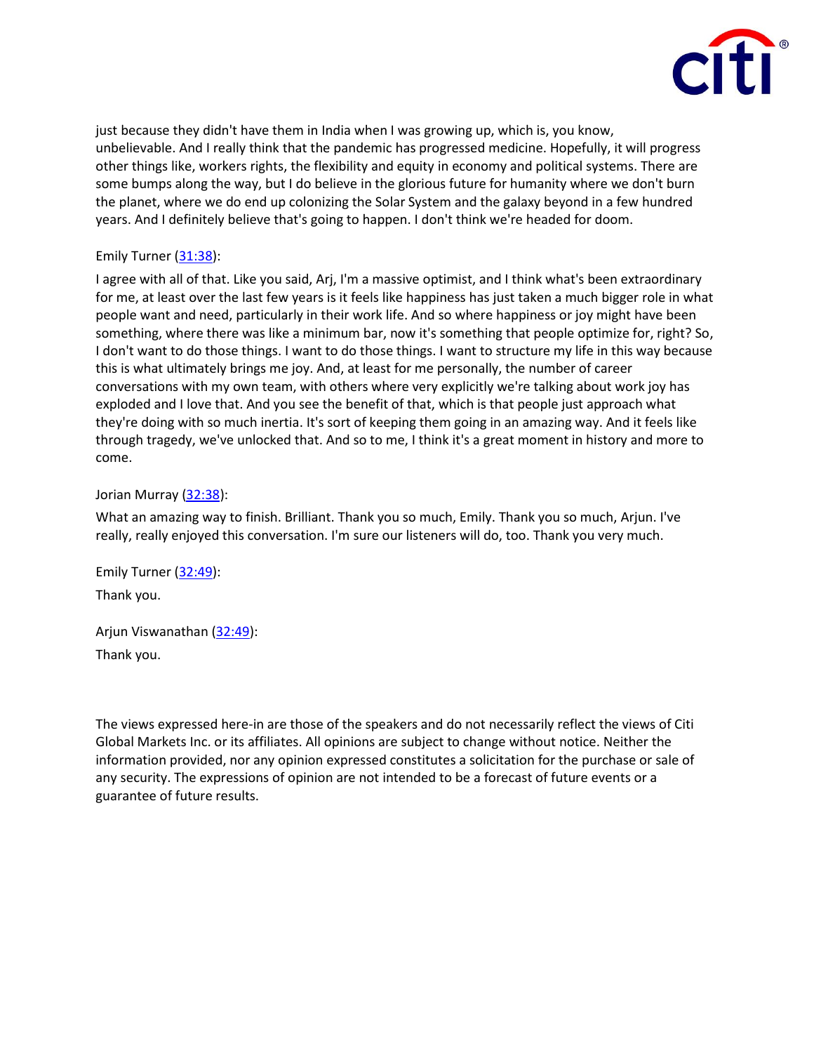just because they didn't have them in India when I was growing up, which is, you know, unbelievable. And I really think that the pandemic has progressed medicine. Hopefully, it will progress other things like, workers rights, the flexibility and equity in economy and political systems. There are some bumps along the way, but I do believe in the glorious future for humanity where we don't burn the planet, where we do end up colonizing the Solar System and the galaxy beyond in a few hundred years. And I definitely believe that's going to happen. I don't think we're headed for doom.

Emily Turner ([31:38]):

I agree with all of that. Like you said, Arj, I'm a massive optimist, and I think what's been extraordinary for me, at least over the last few years is it feels like happiness has just taken a much bigger role in what people want and need, particularly in their work life. And so where happiness or joy might have been something, where there was like a minimum bar, now it's something that people optimize for, right? So, I don't want to do those things. I want to do those things. I want to structure my life in this way because this is what ultimately brings me joy. And, at least for me personally, the number of career conversations with my own team, with others where very explicitly we're talking about work joy has exploded and I love that. And you see the benefit of that, which is that people just approach what they're doing with so much inertia. It's sort of keeping them going in an amazing way. And it feels like through tragedy, we've unlocked that. And so to me, I think it's a great moment in history and more to come.

Jorian Murray ([32:38]):

What an amazing way to finish. Brilliant. Thank you so much, Emily. Thank you so much, Arjun. I've really, really enjoyed this conversation. I'm sure our listeners will do, too. Thank you very much.

Emily Turner ([32:49]):

Thank you.

Arjun Viswanathan ([32:49]):

Thank you.

The views expressed here-in are those of the speakers and do not necessarily reflect the views of Citi Global Markets Inc. or its affiliates. All opinions are subject to change without notice. Neither the information provided, nor any opinion expressed constitutes a solicitation for the purchase or sale of any security. The expressions of opinion are not intended to be a forecast of future events or a guarantee of future results.